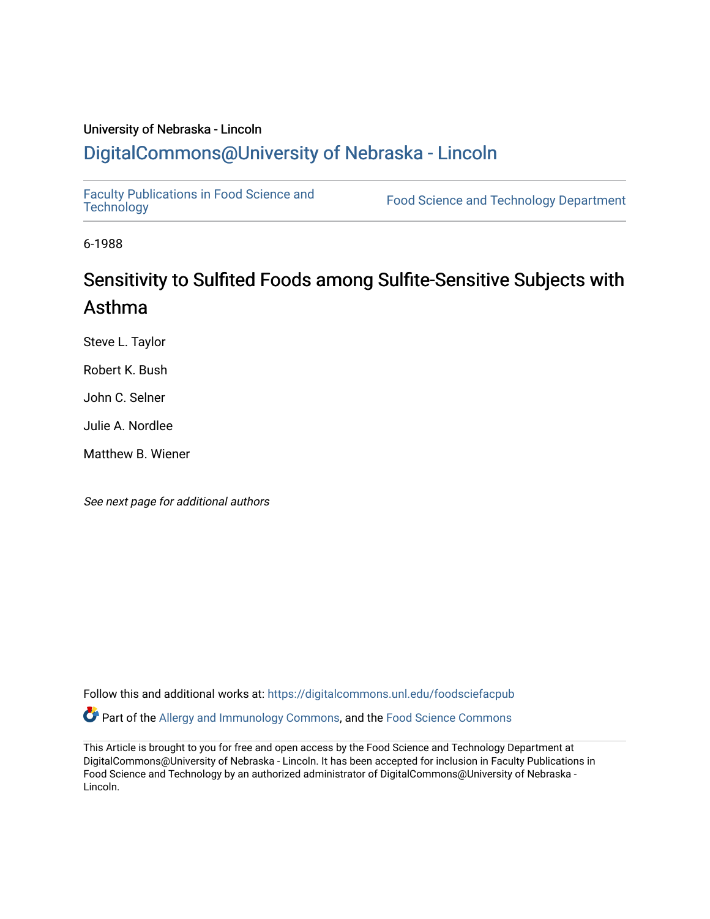University of Nebraska - Lincoln

## DigitalCommons@University of Nebraska - Lincoln

Faculty Publications in Food Science and Technology | Food Science and Technology Department

6-1988

# Sensitivity to Sulfited Foods among Sulfite-Sensitive Subjects with Asthma

Steve L. Taylor

Robert K. Bush

John C. Selner

Julie A. Nordlee

Matthew B. Wiener

*See next page for additional authors*

Follow this and additional works at: https://digitalcommons.unl.edu/foodsciefacpub

Part of the Allergy and Immunology Commons, and the Food Science Commons

This Article is brought to you for free and open access by the Food Science and Technology Department at DigitalCommons@University of Nebraska - Lincoln. It has been accepted for inclusion in Faculty Publications in Food Science and Technology by an authorized administrator of DigitalCommons@University of Nebraska - Lincoln.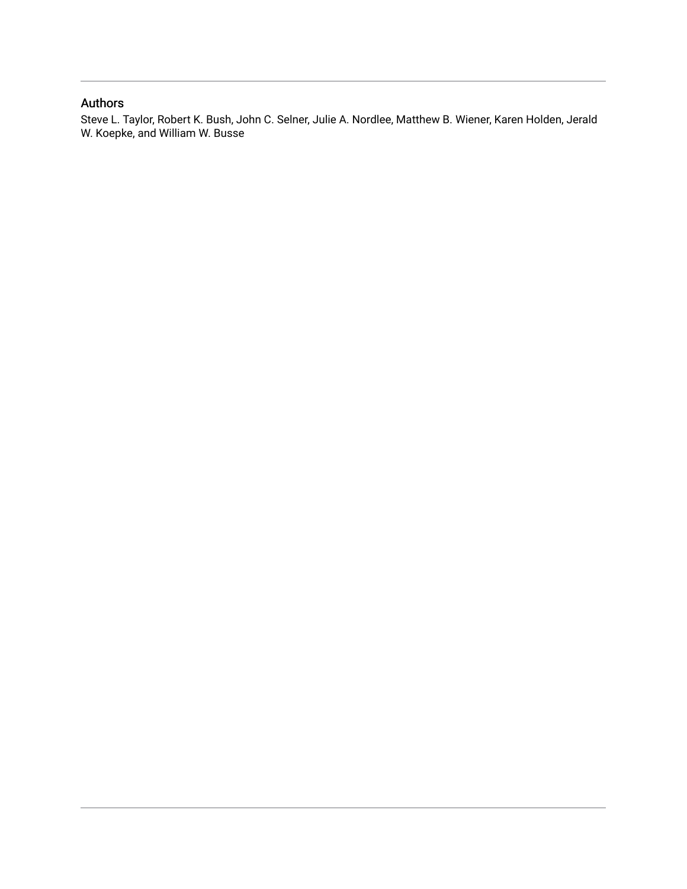## Authors

Steve L. Taylor, Robert K. Bush, John C. Selner, Julie A. Nordlee, Matthew B. Wiener, Karen Holden, Jerald W. Koepke, and William W. Busse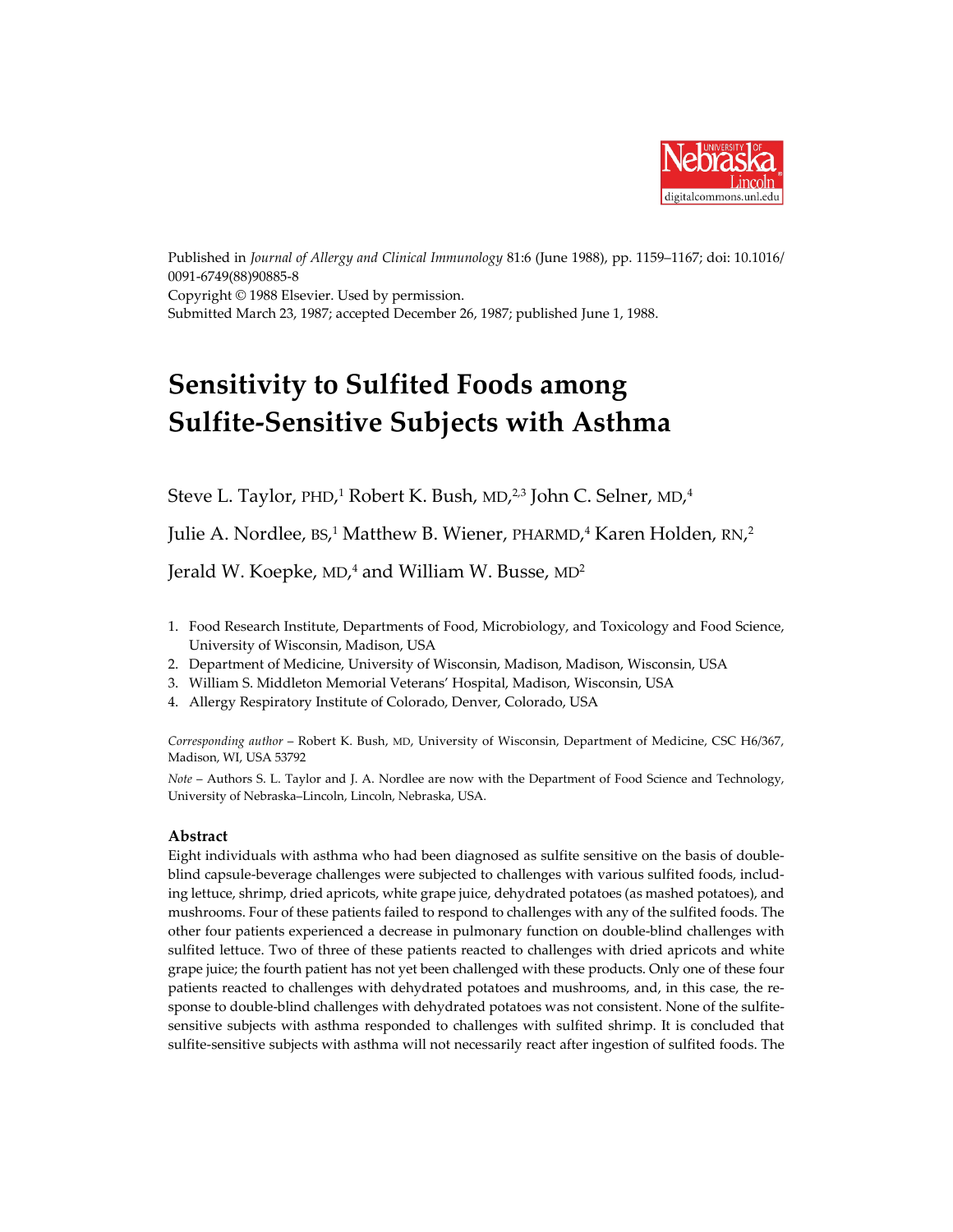Published in *Journal of Allergy and Clinical Immunology* 81:6 (June 1988), pp. 1159–1167; doi: 10.1016/0091-6749(88)90885-8
Copyright © 1988 Elsevier. Used by permission.
Submitted March 23, 1987; accepted December 26, 1987; published June 1, 1988.

# Sensitivity to Sulfited Foods among Sulfite-Sensitive Subjects with Asthma

Steve L. Taylor, PHD,[1] Robert K. Bush, MD,[2,3] John C. Selner, MD,[4] Julie A. Nordlee, BS,[1] Matthew B. Wiener, PHARMD,[4] Karen Holden, RN,[2] Jerald W. Koepke, MD,[4] and William W. Busse, MD[2]

1. Food Research Institute, Departments of Food, Microbiology, and Toxicology and Food Science, University of Wisconsin, Madison, USA
2. Department of Medicine, University of Wisconsin, Madison, Madison, Wisconsin, USA
3. William S. Middleton Memorial Veterans' Hospital, Madison, Wisconsin, USA
4. Allergy Respiratory Institute of Colorado, Denver, Colorado, USA

*Corresponding author* – Robert K. Bush, MD, University of Wisconsin, Department of Medicine, CSC H6/367, Madison, WI, USA 53792

*Note* – Authors S. L. Taylor and J. A. Nordlee are now with the Department of Food Science and Technology, University of Nebraska–Lincoln, Lincoln, Nebraska, USA.

## Abstract

Eight individuals with asthma who had been diagnosed as sulfite sensitive on the basis of double-blind capsule-beverage challenges were subjected to challenges with various sulfited foods, including lettuce, shrimp, dried apricots, white grape juice, dehydrated potatoes (as mashed potatoes), and mushrooms. Four of these patients failed to respond to challenges with any of the sulfited foods. The other four patients experienced a decrease in pulmonary function on double-blind challenges with sulfited lettuce. Two of three of these patients reacted to challenges with dried apricots and white grape juice; the fourth patient has not yet been challenged with these products. Only one of these four patients reacted to challenges with dehydrated potatoes and mushrooms, and, in this case, the response to double-blind challenges with dehydrated potatoes was not consistent. None of the sulfite-sensitive subjects with asthma responded to challenges with sulfited shrimp. It is concluded that sulfite-sensitive subjects with asthma will not necessarily react after ingestion of sulfited foods. The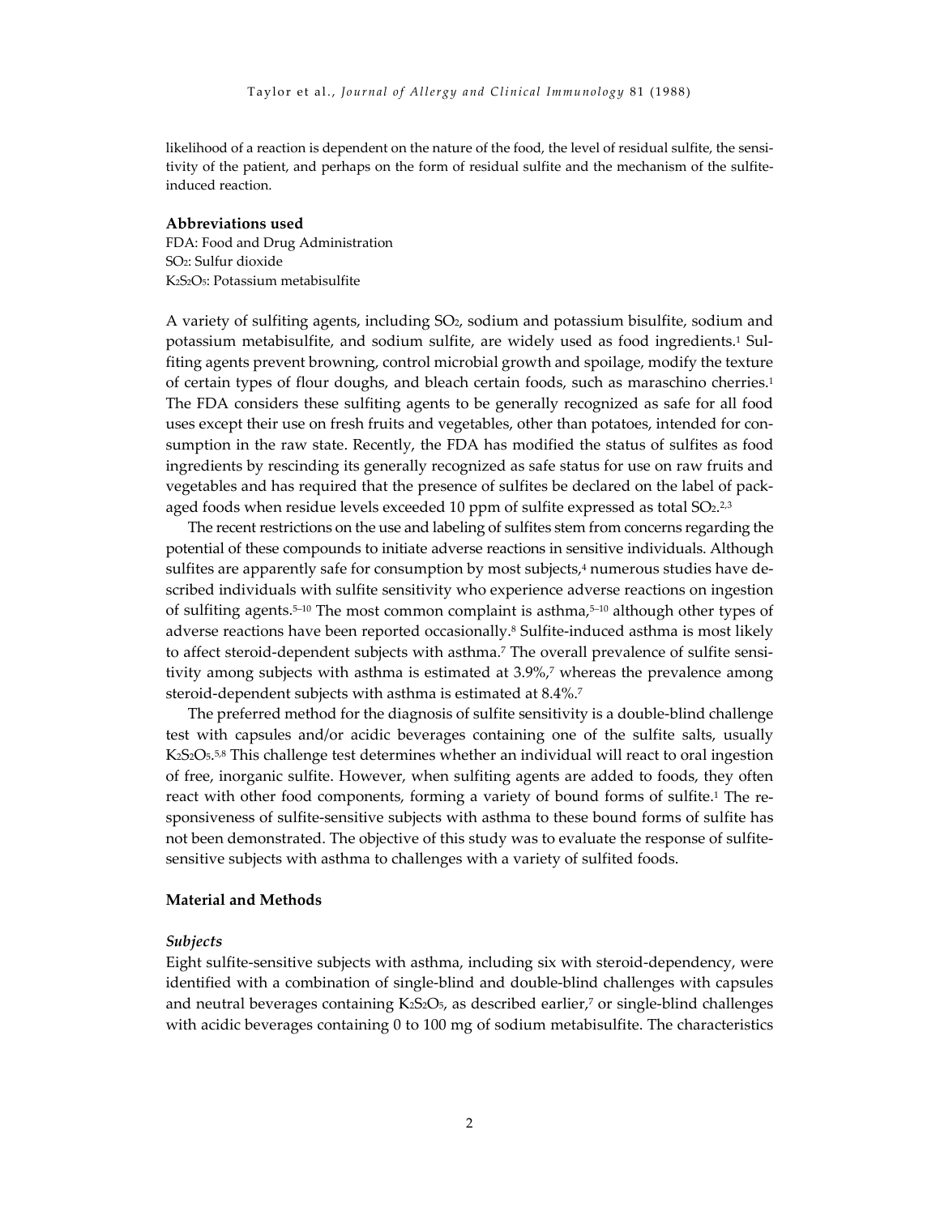likelihood of a reaction is dependent on the nature of the food, the level of residual sulfite, the sensitivity of the patient, and perhaps on the form of residual sulfite and the mechanism of the sulfite-induced reaction.

**Abbreviations used**
FDA: Food and Drug Administration
$SO_2$: Sulfur dioxide
$K_2S_2O_5$: Potassium metabisulfite

A variety of sulfiting agents, including $SO_2$, sodium and potassium bisulfite, sodium and potassium metabisulfite, and sodium sulfite, are widely used as food ingredients.[1] Sulfiting agents prevent browning, control microbial growth and spoilage, modify the texture of certain types of flour doughs, and bleach certain foods, such as maraschino cherries.[1] The FDA considers these sulfiting agents to be generally recognized as safe for all food uses except their use on fresh fruits and vegetables, other than potatoes, intended for consumption in the raw state. Recently, the FDA has modified the status of sulfites as food ingredients by rescinding its generally recognized as safe status for use on raw fruits and vegetables and has required that the presence of sulfites be declared on the label of packaged foods when residue levels exceeded 10 ppm of sulfite expressed as total $SO_2$.[2,3]

The recent restrictions on the use and labeling of sulfites stem from concerns regarding the potential of these compounds to initiate adverse reactions in sensitive individuals. Although sulfites are apparently safe for consumption by most subjects,[4] numerous studies have described individuals with sulfite sensitivity who experience adverse reactions on ingestion of sulfiting agents.[5–10] The most common complaint is asthma,[5–10] although other types of adverse reactions have been reported occasionally.[8] Sulfite-induced asthma is most likely to affect steroid-dependent subjects with asthma.[7] The overall prevalence of sulfite sensitivity among subjects with asthma is estimated at 3.9%,[7] whereas the prevalence among steroid-dependent subjects with asthma is estimated at 8.4%.[7]

The preferred method for the diagnosis of sulfite sensitivity is a double-blind challenge test with capsules and/or acidic beverages containing one of the sulfite salts, usually $K_2S_2O_5$.[5,8] This challenge test determines whether an individual will react to oral ingestion of free, inorganic sulfite. However, when sulfiting agents are added to foods, they often react with other food components, forming a variety of bound forms of sulfite.[1] The responsiveness of sulfite-sensitive subjects with asthma to these bound forms of sulfite has not been demonstrated. The objective of this study was to evaluate the response of sulfite-sensitive subjects with asthma to challenges with a variety of sulfited foods.

## Material and Methods

### *Subjects*

Eight sulfite-sensitive subjects with asthma, including six with steroid-dependency, were identified with a combination of single-blind and double-blind challenges with capsules and neutral beverages containing $K_2S_2O_5$, as described earlier,[7] or single-blind challenges with acidic beverages containing 0 to 100 mg of sodium metabisulfite. The characteristics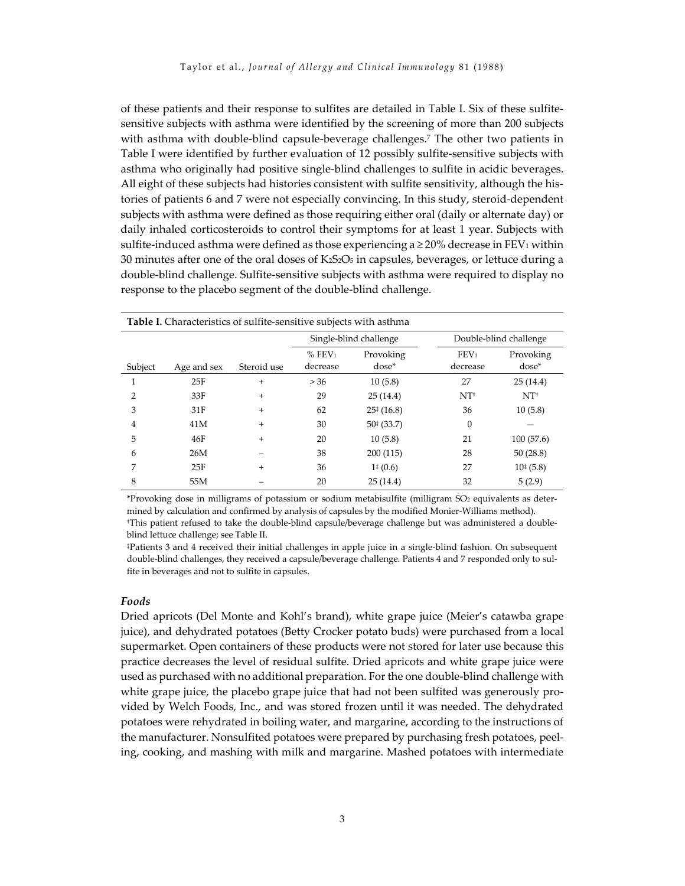of these patients and their response to sulfites are detailed in Table I. Six of these sulfite-sensitive subjects with asthma were identified by the screening of more than 200 subjects with asthma with double-blind capsule-beverage challenges.[7] The other two patients in Table I were identified by further evaluation of 12 possibly sulfite-sensitive subjects with asthma who originally had positive single-blind challenges to sulfite in acidic beverages. All eight of these subjects had histories consistent with sulfite sensitivity, although the histories of patients 6 and 7 were not especially convincing. In this study, steroid-dependent subjects with asthma were defined as those requiring either oral (daily or alternate day) or daily inhaled corticosteroids to control their symptoms for at least 1 year. Subjects with sulfite-induced asthma were defined as those experiencing a ≥ 20% decrease in $FEV_1$ within 30 minutes after one of the oral doses of $K_2S_2O_5$ in capsules, beverages, or lettuce during a double-blind challenge. Sulfite-sensitive subjects with asthma were required to display no response to the placebo segment of the double-blind challenge.

**Table I.** Characteristics of sulfite-sensitive subjects with asthma

| | | | Single-blind challenge | | Double-blind challenge | |
|---|---|---|---|---|---|---|
| Subject | Age and sex | Steroid use | % $FEV_1$ decrease | Provoking dose* | $FEV_1$ decrease | Provoking dose* |
| 1 | 25F | + | > 36 | 10 (5.8) | 27 | 25 (14.4) |
| 2 | 33F | + | 29 | 25 (14.4) | NT† | NT† |
| 3 | 31F | + | 62 | 25‡ (16.8) | 36 | 10 (5.8) |
| 4 | 41M | + | 30 | 50‡ (33.7) | 0 | — |
| 5 | 46F | + | 20 | 10 (5.8) | 21 | 100 (57.6) |
| 6 | 26M | – | 38 | 200 (115) | 28 | 50 (28.8) |
| 7 | 25F | + | 36 | 1‡ (0.6) | 27 | 10‡ (5.8) |
| 8 | 55M | – | 20 | 25 (14.4) | 32 | 5 (2.9) |

*Provoking dose in milligrams of potassium or sodium metabisulfite (milligram $SO_2$ equivalents as determined by calculation and confirmed by analysis of capsules by the modified Monier-Williams method).
†This patient refused to take the double-blind capsule/beverage challenge but was administered a double-blind lettuce challenge; see Table II.
‡Patients 3 and 4 received their initial challenges in apple juice in a single-blind fashion. On subsequent double-blind challenges, they received a capsule/beverage challenge. Patients 4 and 7 responded only to sulfite in beverages and not to sulfite in capsules.

### *Foods*

Dried apricots (Del Monte and Kohl's brand), white grape juice (Meier's catawba grape juice), and dehydrated potatoes (Betty Crocker potato buds) were purchased from a local supermarket. Open containers of these products were not stored for later use because this practice decreases the level of residual sulfite. Dried apricots and white grape juice were used as purchased with no additional preparation. For the one double-blind challenge with white grape juice, the placebo grape juice that had not been sulfited was generously provided by Welch Foods, Inc., and was stored frozen until it was needed. The dehydrated potatoes were rehydrated in boiling water, and margarine, according to the instructions of the manufacturer. Nonsulfited potatoes were prepared by purchasing fresh potatoes, peeling, cooking, and mashing with milk and margarine. Mashed potatoes with intermediate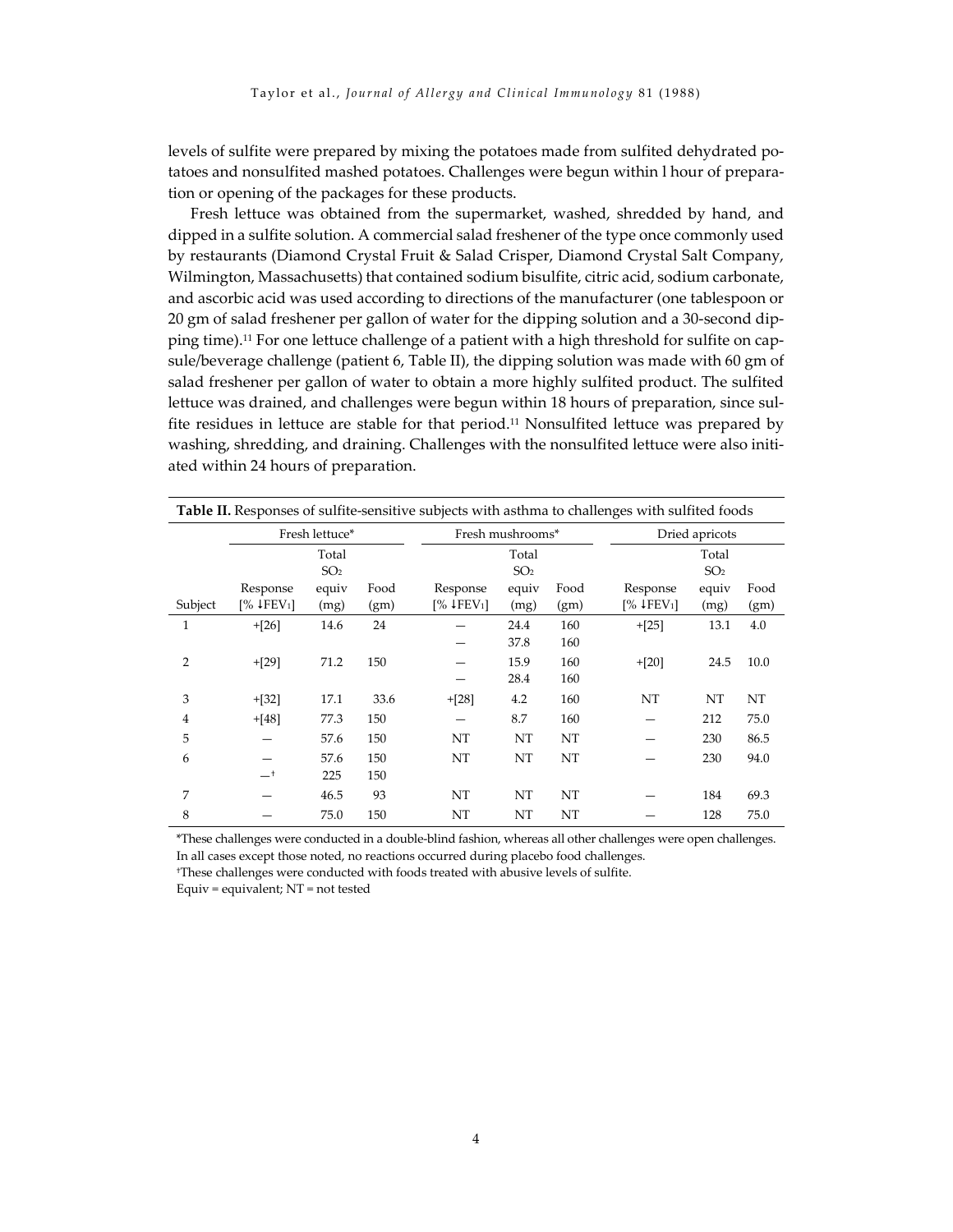levels of sulfite were prepared by mixing the potatoes made from sulfited dehydrated potatoes and nonsulfited mashed potatoes. Challenges were begun within l hour of preparation or opening of the packages for these products.

Fresh lettuce was obtained from the supermarket, washed, shredded by hand, and dipped in a sulfite solution. A commercial salad freshener of the type once commonly used by restaurants (Diamond Crystal Fruit & Salad Crisper, Diamond Crystal Salt Company, Wilmington, Massachusetts) that contained sodium bisulfite, citric acid, sodium carbonate, and ascorbic acid was used according to directions of the manufacturer (one tablespoon or 20 gm of salad freshener per gallon of water for the dipping solution and a 30-second dipping time).[11] For one lettuce challenge of a patient with a high threshold for sulfite on capsule/beverage challenge (patient 6, Table II), the dipping solution was made with 60 gm of salad freshener per gallon of water to obtain a more highly sulfited product. The sulfited lettuce was drained, and challenges were begun within 18 hours of preparation, since sulfite residues in lettuce are stable for that period.[11] Nonsulfited lettuce was prepared by washing, shredding, and draining. Challenges with the nonsulfited lettuce were also initiated within 24 hours of preparation.

**Table II.** Responses of sulfite-sensitive subjects with asthma to challenges with sulfited foods

| | Fresh lettuce* | | | Fresh mushrooms* | | | Dried apricots | | |
|---|---|---|---|---|---|---|---|---|---|
| Subject | Response [% ↓$FEV_1$] | Total $SO_2$ equiv (mg) | Food (gm) | Response [% ↓$FEV_1$] | Total $SO_2$ equiv (mg) | Food (gm) | Response [% ↓$FEV_1$] | Total $SO_2$ equiv (mg) | Food (gm) |
| 1 | +[26] | 14.6 | 24 | — | 24.4 | 160 | +[25] | 13.1 | 4.0 |
| | | | | — | 37.8 | 160 | | | |
| 2 | +[29] | 71.2 | 150 | — | 15.9 | 160 | +[20] | 24.5 | 10.0 |
| | | | | — | 28.4 | 160 | | | |
| 3 | +[32] | 17.1 | 33.6 | +[28] | 4.2 | 160 | NT | NT | NT |
| 4 | +[48] | 77.3 | 150 | — | 8.7 | 160 | — | 212 | 75.0 |
| 5 | — | 57.6 | 150 | NT | NT | NT | — | 230 | 86.5 |
| 6 | — | 57.6 | 150 | NT | NT | NT | — | 230 | 94.0 |
| | —† | 225 | 150 | | | | | | |
| 7 | — | 46.5 | 93 | NT | NT | NT | — | 184 | 69.3 |
| 8 | — | 75.0 | 150 | NT | NT | NT | — | 128 | 75.0 |

*These challenges were conducted in a double-blind fashion, whereas all other challenges were open challenges. In all cases except those noted, no reactions occurred during placebo food challenges.

†These challenges were conducted with foods treated with abusive levels of sulfite.

Equiv = equivalent; NT = not tested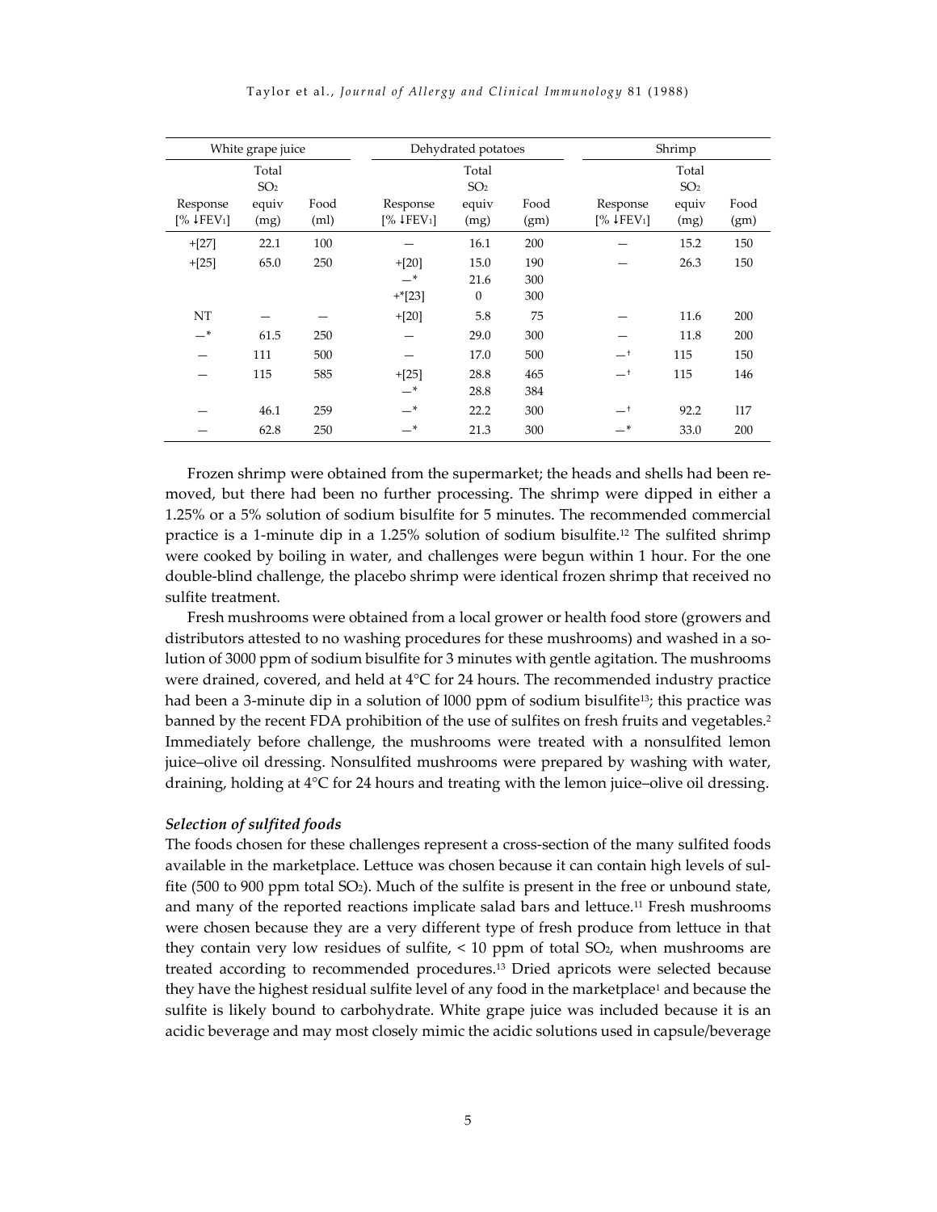| White grape juice | | | Dehydrated potatoes | | | Shrimp | | |
|---|---|---|---|---|---|---|---|---|
| Response [% ↓$FEV_1$] | Total $SO_2$ equiv (mg) | Food (ml) | Response [% ↓$FEV_1$] | Total $SO_2$ equiv (mg) | Food (gm) | Response [% ↓$FEV_1$] | Total $SO_2$ equiv (mg) | Food (gm) |
| +[27] | 22.1 | 100 | — | 16.1 | 200 | — | 15.2 | 150 |
| +[25] | 65.0 | 250 | +[20] | 15.0 | 190 | — | 26.3 | 150 |
| | | | —* | 21.6 | 300 | | | |
| | | | +*[23] | 0 | 300 | | | |
| NT | — | — | +[20] | 5.8 | 75 | — | 11.6 | 200 |
| —* | 61.5 | 250 | — | 29.0 | 300 | — | 11.8 | 200 |
| — | 111 | 500 | — | 17.0 | 500 | —† | 115 | 150 |
| — | 115 | 585 | +[25] | 28.8 | 465 | —† | 115 | 146 |
| | | | —* | 28.8 | 384 | | | |
| — | 46.1 | 259 | —* | 22.2 | 300 | —† | 92.2 | 117 |
| — | 62.8 | 250 | —* | 21.3 | 300 | —* | 33.0 | 200 |

Frozen shrimp were obtained from the supermarket; the heads and shells had been removed, but there had been no further processing. The shrimp were dipped in either a 1.25% or a 5% solution of sodium bisulfite for 5 minutes. The recommended commercial practice is a 1-minute dip in a 1.25% solution of sodium bisulfite.[12] The sulfited shrimp were cooked by boiling in water, and challenges were begun within 1 hour. For the one double-blind challenge, the placebo shrimp were identical frozen shrimp that received no sulfite treatment.

Fresh mushrooms were obtained from a local grower or health food store (growers and distributors attested to no washing procedures for these mushrooms) and washed in a solution of 3000 ppm of sodium bisulfite for 3 minutes with gentle agitation. The mushrooms were drained, covered, and held at 4°C for 24 hours. The recommended industry practice had been a 3-minute dip in a solution of l000 ppm of sodium bisulfite[13]; this practice was banned by the recent FDA prohibition of the use of sulfites on fresh fruits and vegetables.[2] Immediately before challenge, the mushrooms were treated with a nonsulfited lemon juice–olive oil dressing. Nonsulfited mushrooms were prepared by washing with water, draining, holding at 4°C for 24 hours and treating with the lemon juice–olive oil dressing.

### *Selection of sulfited foods*

The foods chosen for these challenges represent a cross-section of the many sulfited foods available in the marketplace. Lettuce was chosen because it can contain high levels of sulfite (500 to 900 ppm total $SO_2$). Much of the sulfite is present in the free or unbound state, and many of the reported reactions implicate salad bars and lettuce.[11] Fresh mushrooms were chosen because they are a very different type of fresh produce from lettuce in that they contain very low residues of sulfite, < 10 ppm of total $SO_2$, when mushrooms are treated according to recommended procedures.[13] Dried apricots were selected because they have the highest residual sulfite level of any food in the marketplace[1] and because the sulfite is likely bound to carbohydrate. White grape juice was included because it is an acidic beverage and may most closely mimic the acidic solutions used in capsule/beverage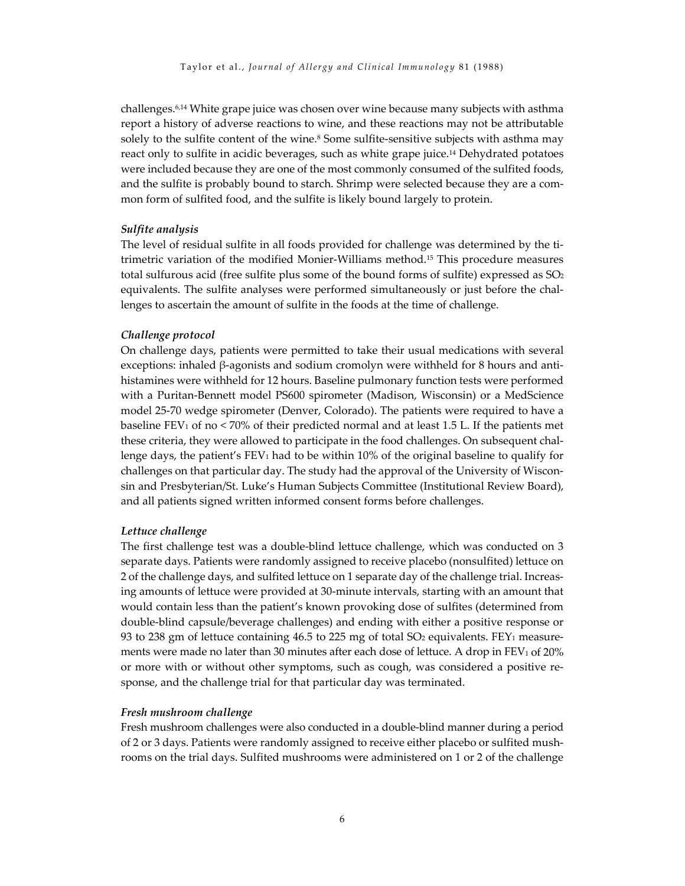challenges.[6,14] White grape juice was chosen over wine because many subjects with asthma report a history of adverse reactions to wine, and these reactions may not be attributable solely to the sulfite content of the wine.[8] Some sulfite-sensitive subjects with asthma may react only to sulfite in acidic beverages, such as white grape juice.[14] Dehydrated potatoes were included because they are one of the most commonly consumed of the sulfited foods, and the sulfite is probably bound to starch. Shrimp were selected because they are a common form of sulfited food, and the sulfite is likely bound largely to protein.

### *Sulfite analysis*

The level of residual sulfite in all foods provided for challenge was determined by the titrimetric variation of the modified Monier-Williams method.[15] This procedure measures total sulfurous acid (free sulfite plus some of the bound forms of sulfite) expressed as $SO_2$ equivalents. The sulfite analyses were performed simultaneously or just before the challenges to ascertain the amount of sulfite in the foods at the time of challenge.

### *Challenge protocol*

On challenge days, patients were permitted to take their usual medications with several exceptions: inhaled β-agonists and sodium cromolyn were withheld for 8 hours and antihistamines were withheld for 12 hours. Baseline pulmonary function tests were performed with a Puritan-Bennett model PS600 spirometer (Madison, Wisconsin) or a MedScience model 25-70 wedge spirometer (Denver, Colorado). The patients were required to have a baseline $FEV_1$ of no < 70% of their predicted normal and at least 1.5 L. If the patients met these criteria, they were allowed to participate in the food challenges. On subsequent challenge days, the patient's $FEV_1$ had to be within 10% of the original baseline to qualify for challenges on that particular day. The study had the approval of the University of Wisconsin and Presbyterian/St. Luke's Human Subjects Committee (Institutional Review Board), and all patients signed written informed consent forms before challenges.

### *Lettuce challenge*

The first challenge test was a double-blind lettuce challenge, which was conducted on 3 separate days. Patients were randomly assigned to receive placebo (nonsulfited) lettuce on 2 of the challenge days, and sulfited lettuce on 1 separate day of the challenge trial. Increasing amounts of lettuce were provided at 30-minute intervals, starting with an amount that would contain less than the patient's known provoking dose of sulfites (determined from double-blind capsule/beverage challenges) and ending with either a positive response or 93 to 238 gm of lettuce containing 46.5 to 225 mg of total $SO_2$ equivalents. $FEY_1$ measurements were made no later than 30 minutes after each dose of lettuce. A drop in $FEV_1$ of 20% or more with or without other symptoms, such as cough, was considered a positive response, and the challenge trial for that particular day was terminated.

### *Fresh mushroom challenge*

Fresh mushroom challenges were also conducted in a double-blind manner during a period of 2 or 3 days. Patients were randomly assigned to receive either placebo or sulfited mushrooms on the trial days. Sulfited mushrooms were administered on 1 or 2 of the challenge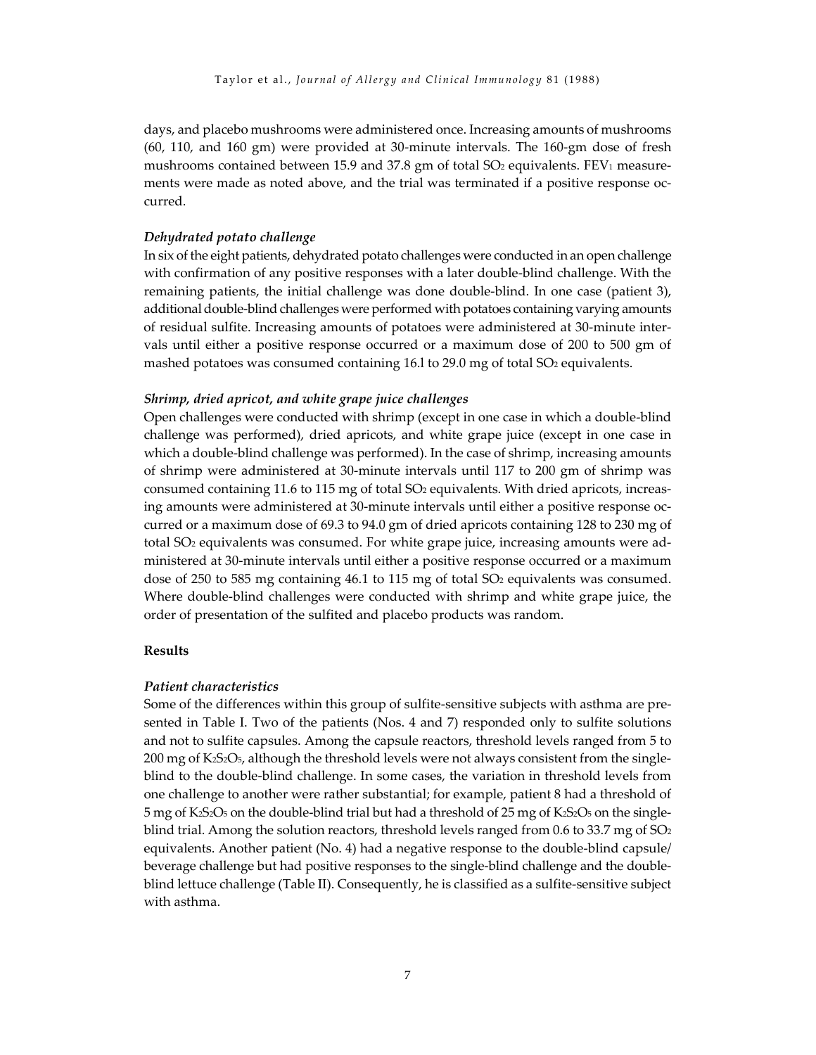days, and placebo mushrooms were administered once. Increasing amounts of mushrooms (60, 110, and 160 gm) were provided at 30-minute intervals. The 160-gm dose of fresh mushrooms contained between 15.9 and 37.8 gm of total $SO_2$ equivalents. $FEV_1$ measurements were made as noted above, and the trial was terminated if a positive response occurred.

### *Dehydrated potato challenge*

In six of the eight patients, dehydrated potato challenges were conducted in an open challenge with confirmation of any positive responses with a later double-blind challenge. With the remaining patients, the initial challenge was done double-blind. In one case (patient 3), additional double-blind challenges were performed with potatoes containing varying amounts of residual sulfite. Increasing amounts of potatoes were administered at 30-minute intervals until either a positive response occurred or a maximum dose of 200 to 500 gm of mashed potatoes was consumed containing 16.l to 29.0 mg of total $SO_2$ equivalents.

### *Shrimp, dried apricot, and white grape juice challenges*

Open challenges were conducted with shrimp (except in one case in which a double-blind challenge was performed), dried apricots, and white grape juice (except in one case in which a double-blind challenge was performed). In the case of shrimp, increasing amounts of shrimp were administered at 30-minute intervals until 117 to 200 gm of shrimp was consumed containing 11.6 to 115 mg of total $SO_2$ equivalents. With dried apricots, increasing amounts were administered at 30-minute intervals until either a positive response occurred or a maximum dose of 69.3 to 94.0 gm of dried apricots containing 128 to 230 mg of total $SO_2$ equivalents was consumed. For white grape juice, increasing amounts were administered at 30-minute intervals until either a positive response occurred or a maximum dose of 250 to 585 mg containing 46.1 to 115 mg of total $SO_2$ equivalents was consumed. Where double-blind challenges were conducted with shrimp and white grape juice, the order of presentation of the sulfited and placebo products was random.

## Results

### *Patient characteristics*

Some of the differences within this group of sulfite-sensitive subjects with asthma are presented in Table I. Two of the patients (Nos. 4 and 7) responded only to sulfite solutions and not to sulfite capsules. Among the capsule reactors, threshold levels ranged from 5 to 200 mg of $K_2S_2O_5$, although the threshold levels were not always consistent from the single-blind to the double-blind challenge. In some cases, the variation in threshold levels from one challenge to another were rather substantial; for example, patient 8 had a threshold of 5 mg of $K_2S_2O_5$ on the double-blind trial but had a threshold of 25 mg of $K_2S_2O_5$ on the single-blind trial. Among the solution reactors, threshold levels ranged from 0.6 to 33.7 mg of $SO_2$ equivalents. Another patient (No. 4) had a negative response to the double-blind capsule/beverage challenge but had positive responses to the single-blind challenge and the double-blind lettuce challenge (Table II). Consequently, he is classified as a sulfite-sensitive subject with asthma.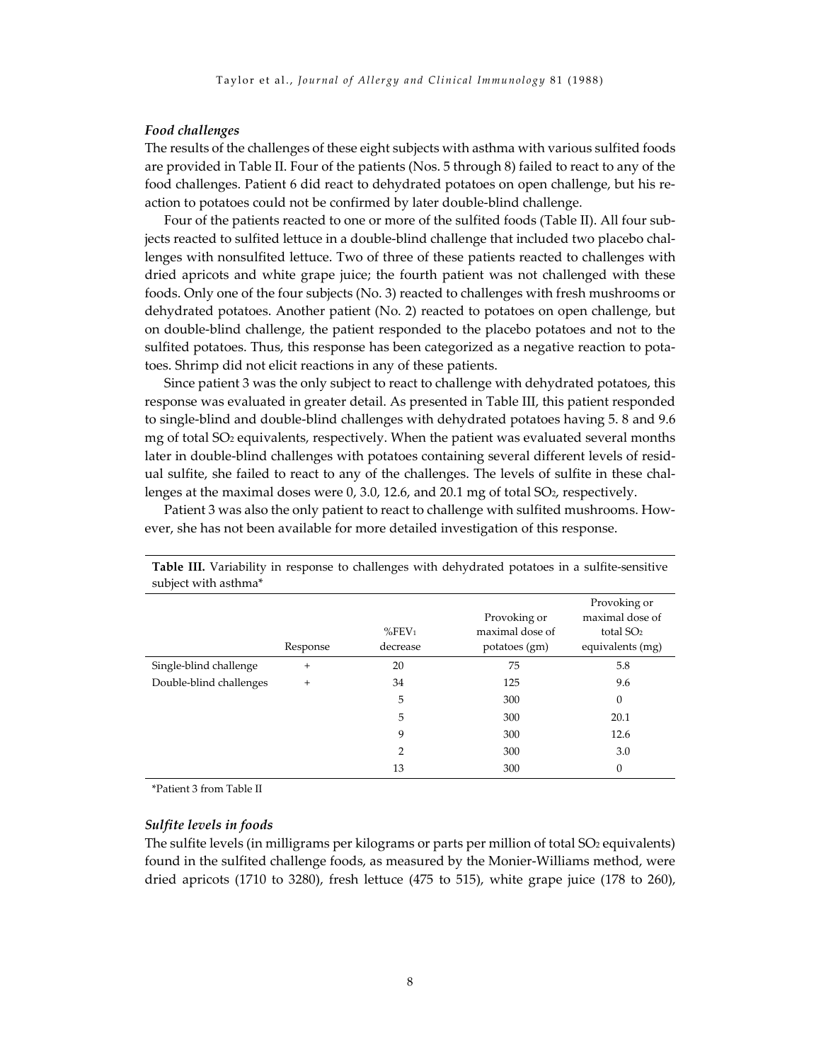### *Food challenges*

The results of the challenges of these eight subjects with asthma with various sulfited foods are provided in Table II. Four of the patients (Nos. 5 through 8) failed to react to any of the food challenges. Patient 6 did react to dehydrated potatoes on open challenge, but his reaction to potatoes could not be confirmed by later double-blind challenge.

Four of the patients reacted to one or more of the sulfited foods (Table II). All four subjects reacted to sulfited lettuce in a double-blind challenge that included two placebo challenges with nonsulfited lettuce. Two of three of these patients reacted to challenges with dried apricots and white grape juice; the fourth patient was not challenged with these foods. Only one of the four subjects (No. 3) reacted to challenges with fresh mushrooms or dehydrated potatoes. Another patient (No. 2) reacted to potatoes on open challenge, but on double-blind challenge, the patient responded to the placebo potatoes and not to the sulfited potatoes. Thus, this response has been categorized as a negative reaction to potatoes. Shrimp did not elicit reactions in any of these patients.

Since patient 3 was the only subject to react to challenge with dehydrated potatoes, this response was evaluated in greater detail. As presented in Table III, this patient responded to single-blind and double-blind challenges with dehydrated potatoes having 5. 8 and 9.6 mg of total $SO_2$ equivalents, respectively. When the patient was evaluated several months later in double-blind challenges with potatoes containing several different levels of residual sulfite, she failed to react to any of the challenges. The levels of sulfite in these challenges at the maximal doses were 0, 3.0, 12.6, and 20.1 mg of total $SO_2$, respectively.

Patient 3 was also the only patient to react to challenge with sulfited mushrooms. However, she has not been available for more detailed investigation of this response.

**Table III.** Variability in response to challenges with dehydrated potatoes in a sulfite-sensitive subject with asthma*

| | Response | %$FEV_1$ decrease | Provoking or maximal dose of potatoes (gm) | Provoking or maximal dose of total $SO_2$ equivalents (mg) |
|---|---|---|---|---|
| Single-blind challenge | + | 20 | 75 | 5.8 |
| Double-blind challenges | + | 34 | 125 | 9.6 |
| | | 5 | 300 | 0 |
| | | 5 | 300 | 20.1 |
| | | 9 | 300 | 12.6 |
| | | 2 | 300 | 3.0 |
| | | 13 | 300 | 0 |

*Patient 3 from Table II

### *Sulfite levels in foods*

The sulfite levels (in milligrams per kilograms or parts per million of total $SO_2$ equivalents) found in the sulfited challenge foods, as measured by the Monier-Williams method, were dried apricots (1710 to 3280), fresh lettuce (475 to 515), white grape juice (178 to 260),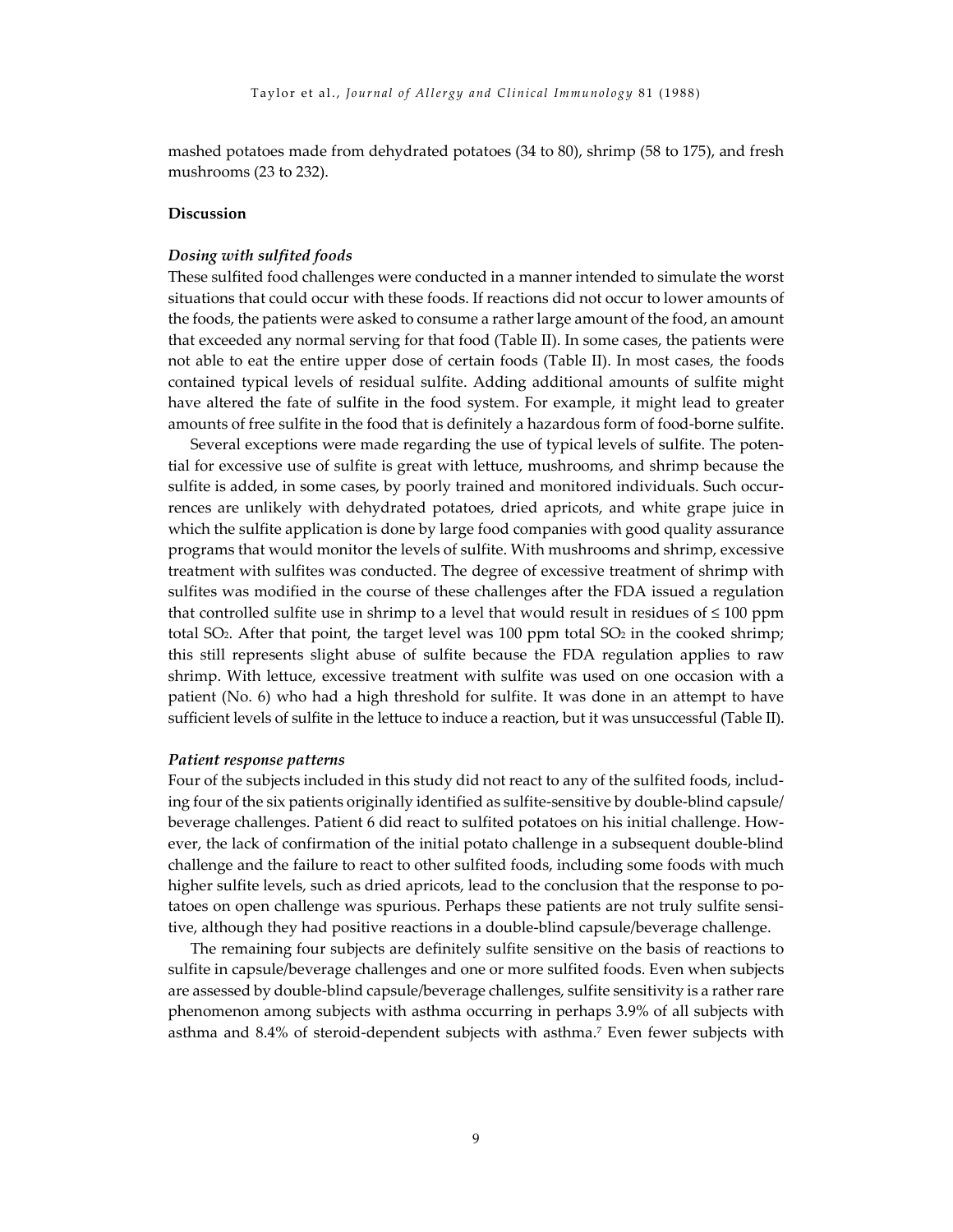mashed potatoes made from dehydrated potatoes (34 to 80), shrimp (58 to 175), and fresh mushrooms (23 to 232).

## Discussion

### *Dosing with sulfited foods*

These sulfited food challenges were conducted in a manner intended to simulate the worst situations that could occur with these foods. If reactions did not occur to lower amounts of the foods, the patients were asked to consume a rather large amount of the food, an amount that exceeded any normal serving for that food (Table II). In some cases, the patients were not able to eat the entire upper dose of certain foods (Table II). In most cases, the foods contained typical levels of residual sulfite. Adding additional amounts of sulfite might have altered the fate of sulfite in the food system. For example, it might lead to greater amounts of free sulfite in the food that is definitely a hazardous form of food-borne sulfite.

Several exceptions were made regarding the use of typical levels of sulfite. The potential for excessive use of sulfite is great with lettuce, mushrooms, and shrimp because the sulfite is added, in some cases, by poorly trained and monitored individuals. Such occurrences are unlikely with dehydrated potatoes, dried apricots, and white grape juice in which the sulfite application is done by large food companies with good quality assurance programs that would monitor the levels of sulfite. With mushrooms and shrimp, excessive treatment with sulfites was conducted. The degree of excessive treatment of shrimp with sulfites was modified in the course of these challenges after the FDA issued a regulation that controlled sulfite use in shrimp to a level that would result in residues of ≤ 100 ppm total $SO_2$. After that point, the target level was 100 ppm total $SO_2$ in the cooked shrimp; this still represents slight abuse of sulfite because the FDA regulation applies to raw shrimp. With lettuce, excessive treatment with sulfite was used on one occasion with a patient (No. 6) who had a high threshold for sulfite. It was done in an attempt to have sufficient levels of sulfite in the lettuce to induce a reaction, but it was unsuccessful (Table II).

### *Patient response patterns*

Four of the subjects included in this study did not react to any of the sulfited foods, including four of the six patients originally identified as sulfite-sensitive by double-blind capsule/beverage challenges. Patient 6 did react to sulfited potatoes on his initial challenge. However, the lack of confirmation of the initial potato challenge in a subsequent double-blind challenge and the failure to react to other sulfited foods, including some foods with much higher sulfite levels, such as dried apricots, lead to the conclusion that the response to potatoes on open challenge was spurious. Perhaps these patients are not truly sulfite sensitive, although they had positive reactions in a double-blind capsule/beverage challenge.

The remaining four subjects are definitely sulfite sensitive on the basis of reactions to sulfite in capsule/beverage challenges and one or more sulfited foods. Even when subjects are assessed by double-blind capsule/beverage challenges, sulfite sensitivity is a rather rare phenomenon among subjects with asthma occurring in perhaps 3.9% of all subjects with asthma and 8.4% of steroid-dependent subjects with asthma.[7] Even fewer subjects with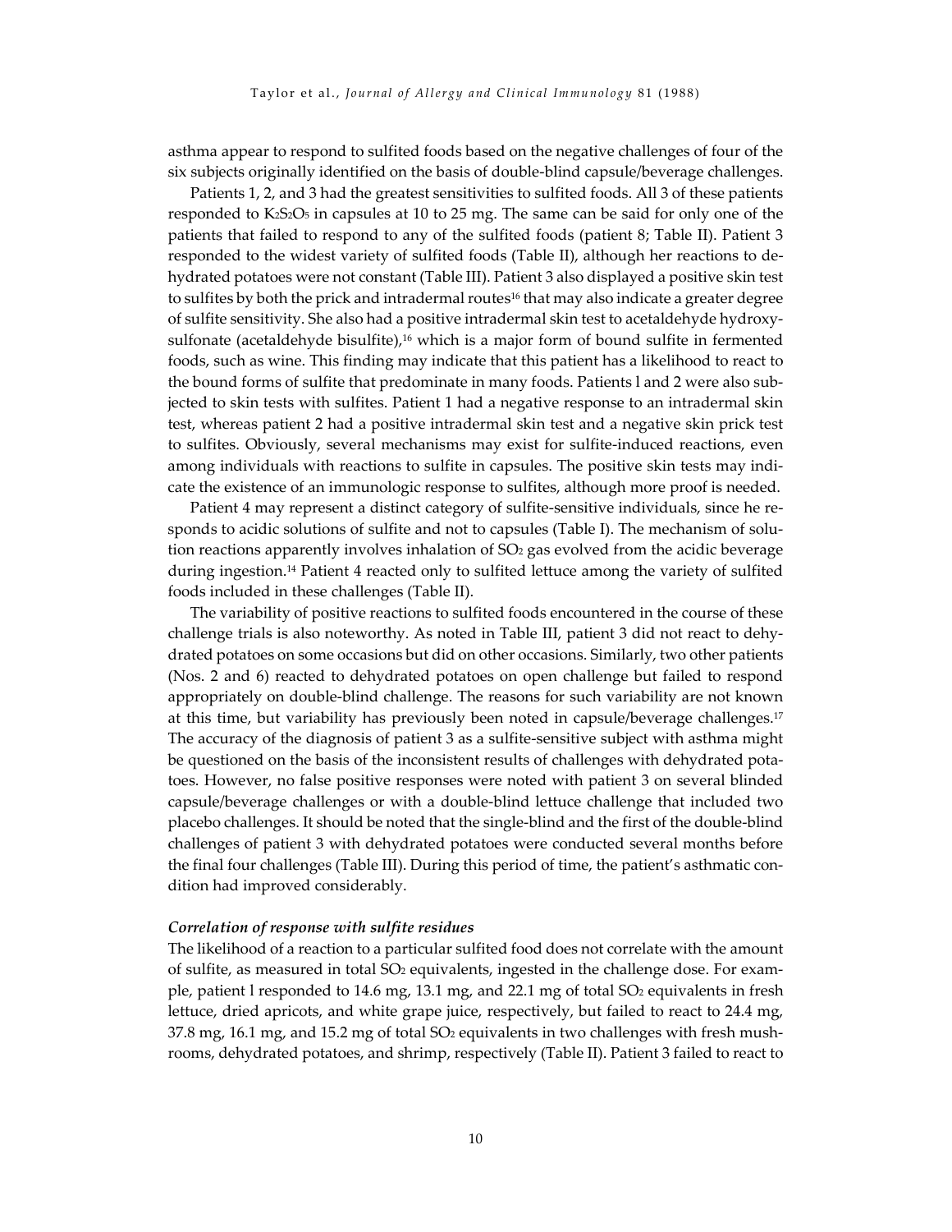asthma appear to respond to sulfited foods based on the negative challenges of four of the six subjects originally identified on the basis of double-blind capsule/beverage challenges.

Patients 1, 2, and 3 had the greatest sensitivities to sulfited foods. All 3 of these patients responded to $K_2S_2O_5$ in capsules at 10 to 25 mg. The same can be said for only one of the patients that failed to respond to any of the sulfited foods (patient 8; Table II). Patient 3 responded to the widest variety of sulfited foods (Table II), although her reactions to dehydrated potatoes were not constant (Table III). Patient 3 also displayed a positive skin test to sulfites by both the prick and intradermal routes[16] that may also indicate a greater degree of sulfite sensitivity. She also had a positive intradermal skin test to acetaldehyde hydroxysulfonate (acetaldehyde bisulfite),[16] which is a major form of bound sulfite in fermented foods, such as wine. This finding may indicate that this patient has a likelihood to react to the bound forms of sulfite that predominate in many foods. Patients l and 2 were also subjected to skin tests with sulfites. Patient 1 had a negative response to an intradermal skin test, whereas patient 2 had a positive intradermal skin test and a negative skin prick test to sulfites. Obviously, several mechanisms may exist for sulfite-induced reactions, even among individuals with reactions to sulfite in capsules. The positive skin tests may indicate the existence of an immunologic response to sulfites, although more proof is needed.

Patient 4 may represent a distinct category of sulfite-sensitive individuals, since he responds to acidic solutions of sulfite and not to capsules (Table I). The mechanism of solution reactions apparently involves inhalation of $SO_2$ gas evolved from the acidic beverage during ingestion.[14] Patient 4 reacted only to sulfited lettuce among the variety of sulfited foods included in these challenges (Table II).

The variability of positive reactions to sulfited foods encountered in the course of these challenge trials is also noteworthy. As noted in Table III, patient 3 did not react to dehydrated potatoes on some occasions but did on other occasions. Similarly, two other patients (Nos. 2 and 6) reacted to dehydrated potatoes on open challenge but failed to respond appropriately on double-blind challenge. The reasons for such variability are not known at this time, but variability has previously been noted in capsule/beverage challenges.[17] The accuracy of the diagnosis of patient 3 as a sulfite-sensitive subject with asthma might be questioned on the basis of the inconsistent results of challenges with dehydrated potatoes. However, no false positive responses were noted with patient 3 on several blinded capsule/beverage challenges or with a double-blind lettuce challenge that included two placebo challenges. It should be noted that the single-blind and the first of the double-blind challenges of patient 3 with dehydrated potatoes were conducted several months before the final four challenges (Table III). During this period of time, the patient's asthmatic condition had improved considerably.

### *Correlation of response with sulfite residues*

The likelihood of a reaction to a particular sulfited food does not correlate with the amount of sulfite, as measured in total $SO_2$ equivalents, ingested in the challenge dose. For example, patient l responded to 14.6 mg, 13.1 mg, and 22.1 mg of total $SO_2$ equivalents in fresh lettuce, dried apricots, and white grape juice, respectively, but failed to react to 24.4 mg, 37.8 mg, 16.1 mg, and 15.2 mg of total $SO_2$ equivalents in two challenges with fresh mushrooms, dehydrated potatoes, and shrimp, respectively (Table II). Patient 3 failed to react to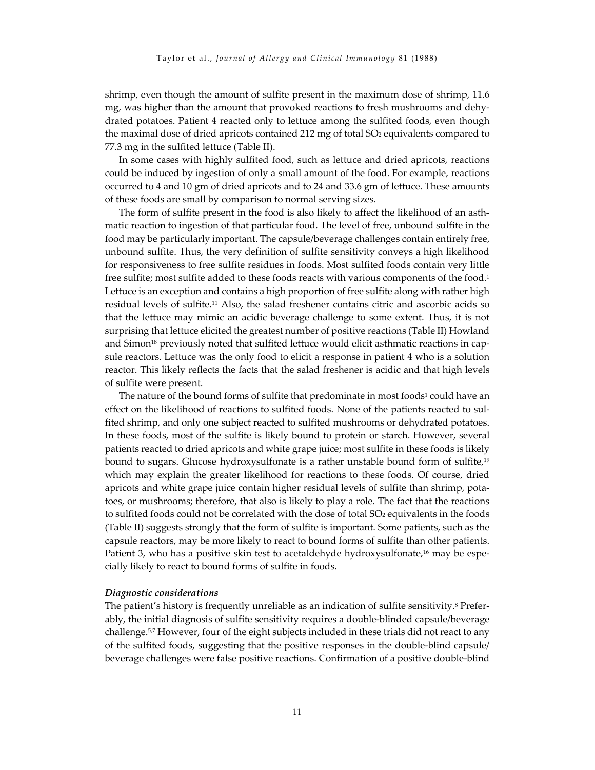shrimp, even though the amount of sulfite present in the maximum dose of shrimp, 11.6 mg, was higher than the amount that provoked reactions to fresh mushrooms and dehydrated potatoes. Patient 4 reacted only to lettuce among the sulfited foods, even though the maximal dose of dried apricots contained 212 mg of total $SO_2$ equivalents compared to 77.3 mg in the sulfited lettuce (Table II).

In some cases with highly sulfited food, such as lettuce and dried apricots, reactions could be induced by ingestion of only a small amount of the food. For example, reactions occurred to 4 and 10 gm of dried apricots and to 24 and 33.6 gm of lettuce. These amounts of these foods are small by comparison to normal serving sizes.

The form of sulfite present in the food is also likely to affect the likelihood of an asthmatic reaction to ingestion of that particular food. The level of free, unbound sulfite in the food may be particularly important. The capsule/beverage challenges contain entirely free, unbound sulfite. Thus, the very definition of sulfite sensitivity conveys a high likelihood for responsiveness to free sulfite residues in foods. Most sulfited foods contain very little free sulfite; most sulfite added to these foods reacts with various components of the food.[1] Lettuce is an exception and contains a high proportion of free sulfite along with rather high residual levels of sulfite.[11] Also, the salad freshener contains citric and ascorbic acids so that the lettuce may mimic an acidic beverage challenge to some extent. Thus, it is not surprising that lettuce elicited the greatest number of positive reactions (Table II) Howland and Simon[18] previously noted that sulfited lettuce would elicit asthmatic reactions in capsule reactors. Lettuce was the only food to elicit a response in patient 4 who is a solution reactor. This likely reflects the facts that the salad freshener is acidic and that high levels of sulfite were present.

The nature of the bound forms of sulfite that predominate in most foods[1] could have an effect on the likelihood of reactions to sulfited foods. None of the patients reacted to sulfited shrimp, and only one subject reacted to sulfited mushrooms or dehydrated potatoes. In these foods, most of the sulfite is likely bound to protein or starch. However, several patients reacted to dried apricots and white grape juice; most sulfite in these foods is likely bound to sugars. Glucose hydroxysulfonate is a rather unstable bound form of sulfite,[19] which may explain the greater likelihood for reactions to these foods. Of course, dried apricots and white grape juice contain higher residual levels of sulfite than shrimp, potatoes, or mushrooms; therefore, that also is likely to play a role. The fact that the reactions to sulfited foods could not be correlated with the dose of total $SO_2$ equivalents in the foods (Table II) suggests strongly that the form of sulfite is important. Some patients, such as the capsule reactors, may be more likely to react to bound forms of sulfite than other patients. Patient 3, who has a positive skin test to acetaldehyde hydroxysulfonate,[16] may be especially likely to react to bound forms of sulfite in foods.

### *Diagnostic considerations*

The patient's history is frequently unreliable as an indication of sulfite sensitivity.[8] Preferably, the initial diagnosis of sulfite sensitivity requires a double-blinded capsule/beverage challenge.[5,7] However, four of the eight subjects included in these trials did not react to any of the sulfited foods, suggesting that the positive responses in the double-blind capsule/beverage challenges were false positive reactions. Confirmation of a positive double-blind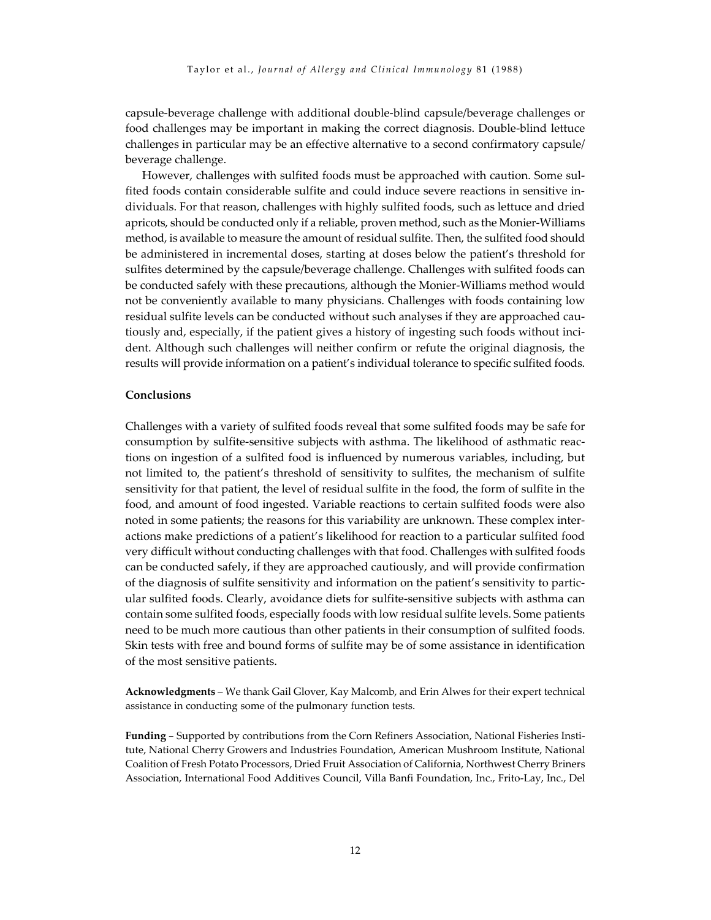capsule-beverage challenge with additional double-blind capsule/beverage challenges or food challenges may be important in making the correct diagnosis. Double-blind lettuce challenges in particular may be an effective alternative to a second confirmatory capsule/beverage challenge.

However, challenges with sulfited foods must be approached with caution. Some sulfited foods contain considerable sulfite and could induce severe reactions in sensitive individuals. For that reason, challenges with highly sulfited foods, such as lettuce and dried apricots, should be conducted only if a reliable, proven method, such as the Monier-Williams method, is available to measure the amount of residual sulfite. Then, the sulfited food should be administered in incremental doses, starting at doses below the patient's threshold for sulfites determined by the capsule/beverage challenge. Challenges with sulfited foods can be conducted safely with these precautions, although the Monier-Williams method would not be conveniently available to many physicians. Challenges with foods containing low residual sulfite levels can be conducted without such analyses if they are approached cautiously and, especially, if the patient gives a history of ingesting such foods without incident. Although such challenges will neither confirm or refute the original diagnosis, the results will provide information on a patient's individual tolerance to specific sulfited foods.

## Conclusions

Challenges with a variety of sulfited foods reveal that some sulfited foods may be safe for consumption by sulfite-sensitive subjects with asthma. The likelihood of asthmatic reactions on ingestion of a sulfited food is influenced by numerous variables, including, but not limited to, the patient's threshold of sensitivity to sulfites, the mechanism of sulfite sensitivity for that patient, the level of residual sulfite in the food, the form of sulfite in the food, and amount of food ingested. Variable reactions to certain sulfited foods were also noted in some patients; the reasons for this variability are unknown. These complex interactions make predictions of a patient's likelihood for reaction to a particular sulfited food very difficult without conducting challenges with that food. Challenges with sulfited foods can be conducted safely, if they are approached cautiously, and will provide confirmation of the diagnosis of sulfite sensitivity and information on the patient's sensitivity to particular sulfited foods. Clearly, avoidance diets for sulfite-sensitive subjects with asthma can contain some sulfited foods, especially foods with low residual sulfite levels. Some patients need to be much more cautious than other patients in their consumption of sulfited foods. Skin tests with free and bound forms of sulfite may be of some assistance in identification of the most sensitive patients.

**Acknowledgments** – We thank Gail Glover, Kay Malcomb, and Erin Alwes for their expert technical assistance in conducting some of the pulmonary function tests.

**Funding** – Supported by contributions from the Corn Refiners Association, National Fisheries Institute, National Cherry Growers and Industries Foundation, American Mushroom Institute, National Coalition of Fresh Potato Processors, Dried Fruit Association of California, Northwest Cherry Briners Association, International Food Additives Council, Villa Banfi Foundation, Inc., Frito-Lay, Inc., Del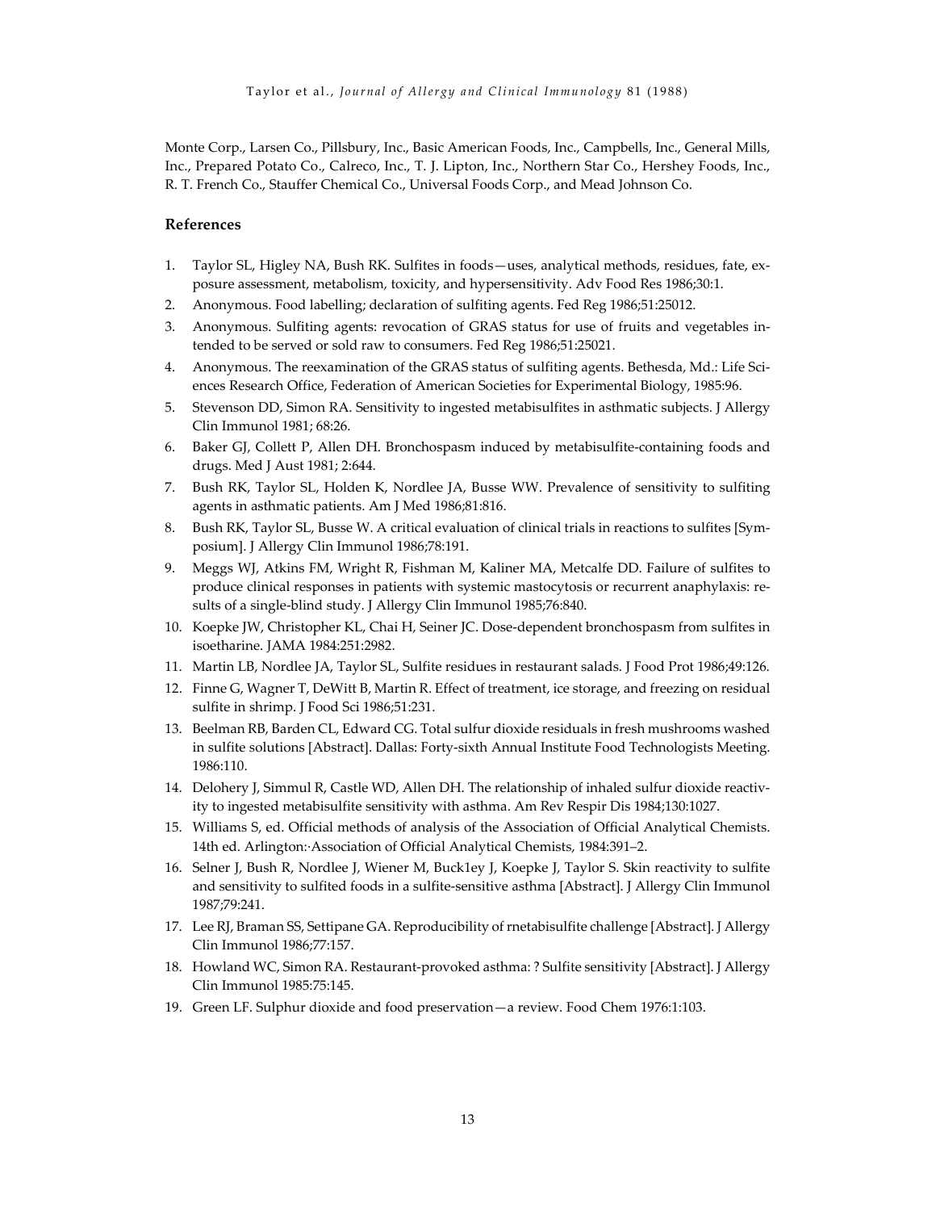Monte Corp., Larsen Co., Pillsbury, Inc., Basic American Foods, Inc., Campbells, Inc., General Mills, Inc., Prepared Potato Co., Calreco, Inc., T. J. Lipton, Inc., Northern Star Co., Hershey Foods, Inc., R. T. French Co., Stauffer Chemical Co., Universal Foods Corp., and Mead Johnson Co.

## References

1. Taylor SL, Higley NA, Bush RK. Sulfites in foods—uses, analytical methods, residues, fate, exposure assessment, metabolism, toxicity, and hypersensitivity. Adv Food Res 1986;30:1.
2. Anonymous. Food labelling; declaration of sulfiting agents. Fed Reg 1986;51:25012.
3. Anonymous. Sulfiting agents: revocation of GRAS status for use of fruits and vegetables intended to be served or sold raw to consumers. Fed Reg 1986;51:25021.
4. Anonymous. The reexamination of the GRAS status of sulfiting agents. Bethesda, Md.: Life Sciences Research Office, Federation of American Societies for Experimental Biology, 1985:96.
5. Stevenson DD, Simon RA. Sensitivity to ingested metabisulfites in asthmatic subjects. J Allergy Clin Immunol 1981; 68:26.
6. Baker GJ, Collett P, Allen DH. Bronchospasm induced by metabisulfite-containing foods and drugs. Med J Aust 1981; 2:644.
7. Bush RK, Taylor SL, Holden K, Nordlee JA, Busse WW. Prevalence of sensitivity to sulfiting agents in asthmatic patients. Am J Med 1986;81:816.
8. Bush RK, Taylor SL, Busse W. A critical evaluation of clinical trials in reactions to sulfites [Symposium]. J Allergy Clin Immunol 1986;78:191.
9. Meggs WJ, Atkins FM, Wright R, Fishman M, Kaliner MA, Metcalfe DD. Failure of sulfites to produce clinical responses in patients with systemic mastocytosis or recurrent anaphylaxis: results of a single-blind study. J Allergy Clin Immunol 1985;76:840.
10. Koepke JW, Christopher KL, Chai H, Seiner JC. Dose-dependent bronchospasm from sulfites in isoetharine. JAMA 1984:251:2982.
11. Martin LB, Nordlee JA, Taylor SL, Sulfite residues in restaurant salads. J Food Prot 1986;49:126.
12. Finne G, Wagner T, DeWitt B, Martin R. Effect of treatment, ice storage, and freezing on residual sulfite in shrimp. J Food Sci 1986;51:231.
13. Beelman RB, Barden CL, Edward CG. Total sulfur dioxide residuals in fresh mushrooms washed in sulfite solutions [Abstract]. Dallas: Forty-sixth Annual Institute Food Technologists Meeting. 1986:110.
14. Delohery J, Simmul R, Castle WD, Allen DH. The relationship of inhaled sulfur dioxide reactivity to ingested metabisulfite sensitivity with asthma. Am Rev Respir Dis 1984;130:1027.
15. Williams S, ed. Official methods of analysis of the Association of Official Analytical Chemists. 14th ed. Arlington:·Association of Official Analytical Chemists, 1984:391–2.
16. Selner J, Bush R, Nordlee J, Wiener M, Buck1ey J, Koepke J, Taylor S. Skin reactivity to sulfite and sensitivity to sulfited foods in a sulfite-sensitive asthma [Abstract]. J Allergy Clin Immunol 1987;79:241.
17. Lee RJ, Braman SS, Settipane GA. Reproducibility of rnetabisulfite challenge [Abstract]. J Allergy Clin Immunol 1986;77:157.
18. Howland WC, Simon RA. Restaurant-provoked asthma: ? Sulfite sensitivity [Abstract]. J Allergy Clin Immunol 1985:75:145.
19. Green LF. Sulphur dioxide and food preservation—a review. Food Chem 1976:1:103.